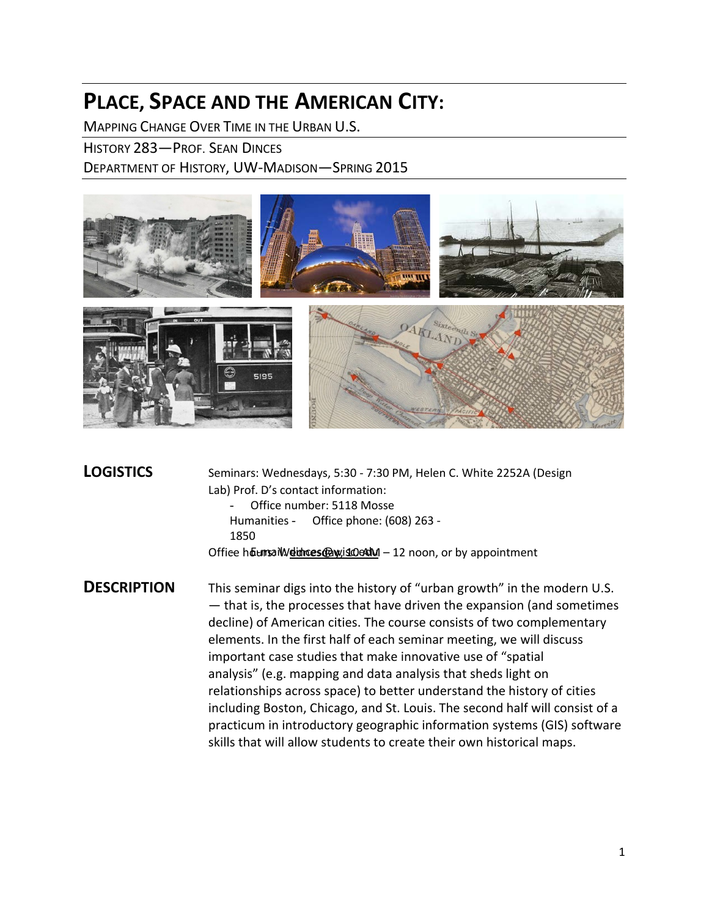# PLACE, SPACE AND THE AMERICAN CITY:

MAPPING CHANGE OVER TIME IN THE URBAN U.S.

HISTORY 283—PROF. SEAN DINCES

DEPARTMENT OF HISTORY, UW-MADISON—SPRING 2015

## LOGISTICS

Seminars: Wednesdays, 5:30 - 7:30 PM, Helen C. White 2252A (Design Lab)

Prof. D's contact information:

- Office number: 5118 Mosse Humanities
- Office phone: (608) 263 - 1850
- Email: **dinces@wisc.edu**

Office hours: Wednesday, 10 AM – 12 noon, or by appointment

## DESCRIPTION

This seminar digs into the history of "urban growth" in the modern U.S. — that is, the processes that have driven the expansion (and sometimes decline) of American cities. The course consists of two complementary elements. In the first half of each seminar meeting, we will discuss important case studies that make innovative use of "spatial analysis" (e.g. mapping and data analysis that sheds light on relationships across space) to better understand the history of cities including Boston, Chicago, and St. Louis. The second half will consist of a practicum in introductory geographic information systems (GIS) software skills that will allow students to create their own historical maps.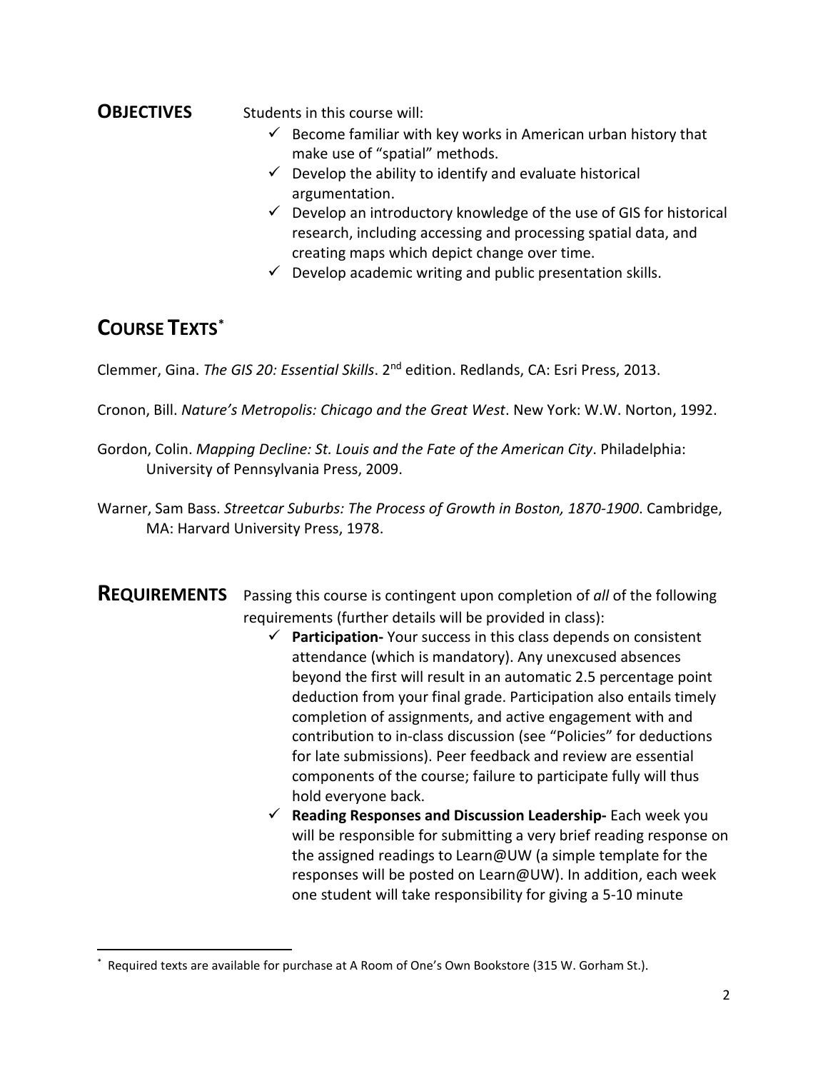## OBJECTIVES

Students in this course will:

- ✓ Become familiar with key works in American urban history that make use of "spatial" methods.
- ✓ Develop the ability to identify and evaluate historical argumentation.
- ✓ Develop an introductory knowledge of the use of GIS for historical research, including accessing and processing spatial data, and creating maps which depict change over time.
- ✓ Develop academic writing and public presentation skills.

## COURSE TEXTS*

Clemmer, Gina. *The GIS 20: Essential Skills*. 2nd edition. Redlands, CA: Esri Press, 2013.

Cronon, Bill. *Nature's Metropolis: Chicago and the Great West*. New York: W.W. Norton, 1992.

Gordon, Colin. *Mapping Decline: St. Louis and the Fate of the American City*. Philadelphia: University of Pennsylvania Press, 2009.

Warner, Sam Bass. *Streetcar Suburbs: The Process of Growth in Boston, 1870-1900*. Cambridge, MA: Harvard University Press, 1978.

## REQUIREMENTS

Passing this course is contingent upon completion of *all* of the following requirements (further details will be provided in class):

- ✓ **Participation-** Your success in this class depends on consistent attendance (which is mandatory). Any unexcused absences beyond the first will result in an automatic 2.5 percentage point deduction from your final grade. Participation also entails timely completion of assignments, and active engagement with and contribution to in-class discussion (see "Policies" for deductions for late submissions). Peer feedback and review are essential components of the course; failure to participate fully will thus hold everyone back.
- ✓ **Reading Responses and Discussion Leadership-** Each week you will be responsible for submitting a very brief reading response on the assigned readings to Learn@UW (a simple template for the responses will be posted on Learn@UW). In addition, each week one student will take responsibility for giving a 5-10 minute

---

* Required texts are available for purchase at A Room of One's Own Bookstore (315 W. Gorham St.).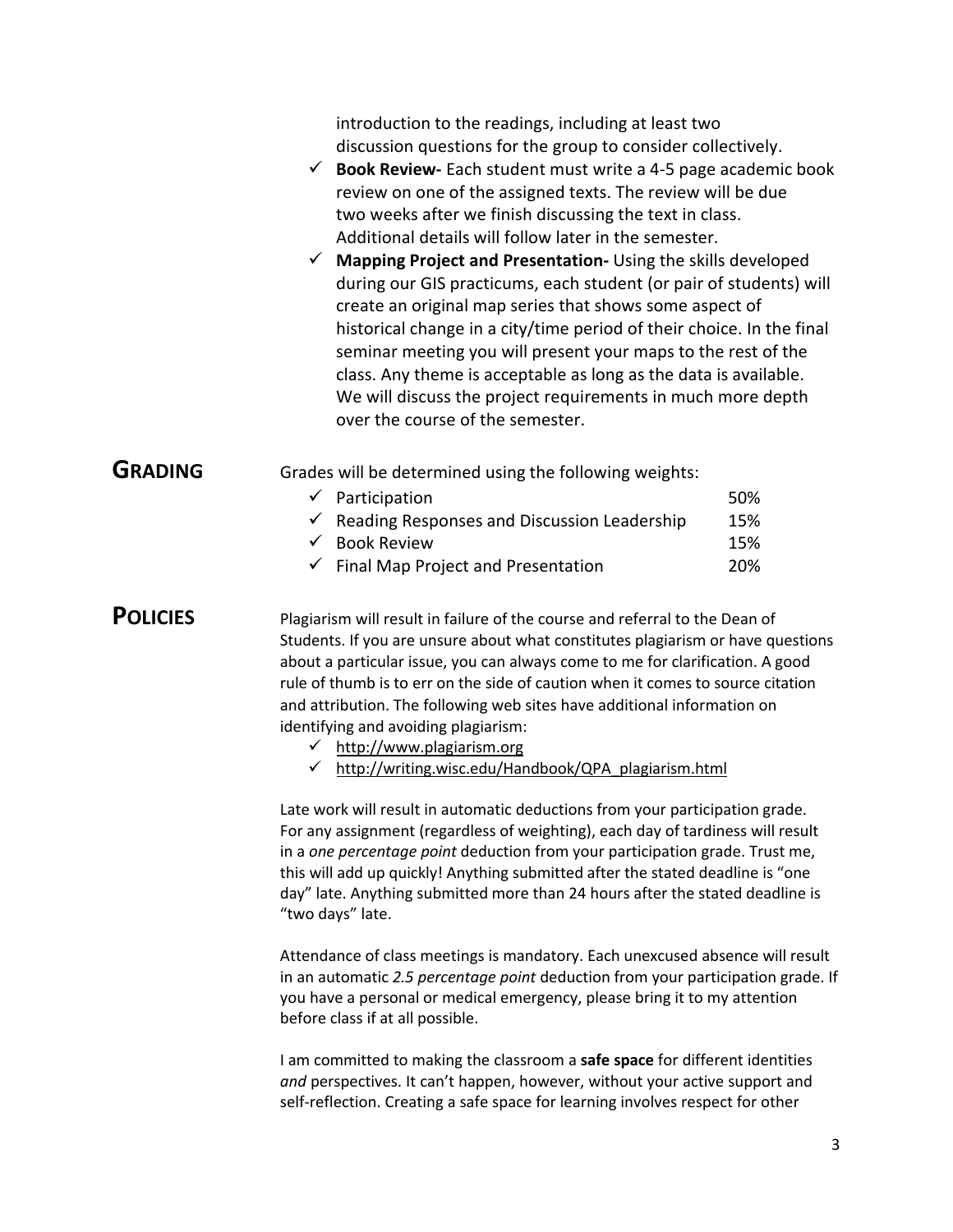introduction to the readings, including at least two discussion questions for the group to consider collectively.

- ✓ **Book Review-** Each student must write a 4-5 page academic book review on one of the assigned texts. The review will be due two weeks after we finish discussing the text in class. Additional details will follow later in the semester.
- ✓ **Mapping Project and Presentation-** Using the skills developed during our GIS practicums, each student (or pair of students) will create an original map series that shows some aspect of historical change in a city/time period of their choice. In the final seminar meeting you will present your maps to the rest of the class. Any theme is acceptable as long as the data is available. We will discuss the project requirements in much more depth over the course of the semester.

## GRADING

Grades will be determined using the following weights:

| Component | Weight |
|---|---|
| ✓ Participation | 50% |
| ✓ Reading Responses and Discussion Leadership | 15% |
| ✓ Book Review | 15% |
| ✓ Final Map Project and Presentation | 20% |

## POLICIES

Plagiarism will result in failure of the course and referral to the Dean of Students. If you are unsure about what constitutes plagiarism or have questions about a particular issue, you can always come to me for clarification. A good rule of thumb is to err on the side of caution when it comes to source citation and attribution. The following web sites have additional information on identifying and avoiding plagiarism:

- ✓ http://www.plagiarism.org
- ✓ http://writing.wisc.edu/Handbook/QPA_plagiarism.html

Late work will result in automatic deductions from your participation grade. For any assignment (regardless of weighting), each day of tardiness will result in a *one percentage point* deduction from your participation grade. Trust me, this will add up quickly! Anything submitted after the stated deadline is "one day" late. Anything submitted more than 24 hours after the stated deadline is "two days" late.

Attendance of class meetings is mandatory. Each unexcused absence will result in an automatic *2.5 percentage point* deduction from your participation grade. If you have a personal or medical emergency, please bring it to my attention before class if at all possible.

I am committed to making the classroom a **safe space** for different identities *and* perspectives. It can't happen, however, without your active support and self-reflection. Creating a safe space for learning involves respect for other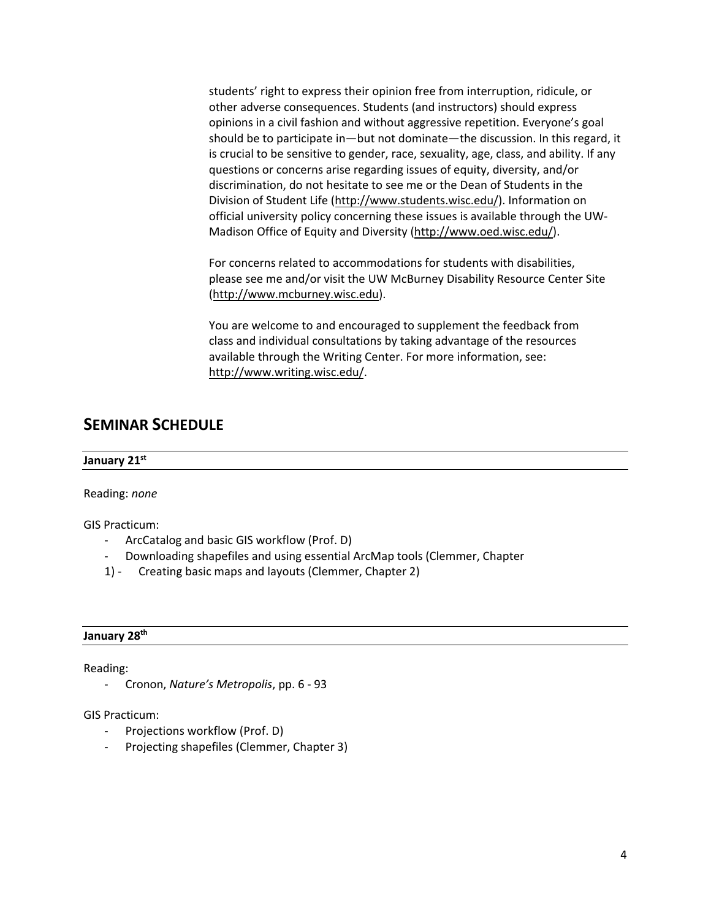students' right to express their opinion free from interruption, ridicule, or other adverse consequences. Students (and instructors) should express opinions in a civil fashion and without aggressive repetition. Everyone's goal should be to participate in—but not dominate—the discussion. In this regard, it is crucial to be sensitive to gender, race, sexuality, age, class, and ability. If any questions or concerns arise regarding issues of equity, diversity, and/or discrimination, do not hesitate to see me or the Dean of Students in the Division of Student Life (http://www.students.wisc.edu/). Information on official university policy concerning these issues is available through the UW-Madison Office of Equity and Diversity (http://www.oed.wisc.edu/).

For concerns related to accommodations for students with disabilities, please see me and/or visit the UW McBurney Disability Resource Center Site (http://www.mcburney.wisc.edu).

You are welcome to and encouraged to supplement the feedback from class and individual consultations by taking advantage of the resources available through the Writing Center. For more information, see: http://www.writing.wisc.edu/.

## SEMINAR SCHEDULE

**January 21st**

Reading: *none*

GIS Practicum:

- ArcCatalog and basic GIS workflow (Prof. D)
- Downloading shapefiles and using essential ArcMap tools (Clemmer, Chapter 1)
- Creating basic maps and layouts (Clemmer, Chapter 2)

**January 28th**

Reading:

- Cronon, *Nature's Metropolis*, pp. 6 - 93

GIS Practicum:

- Projections workflow (Prof. D)
- Projecting shapefiles (Clemmer, Chapter 3)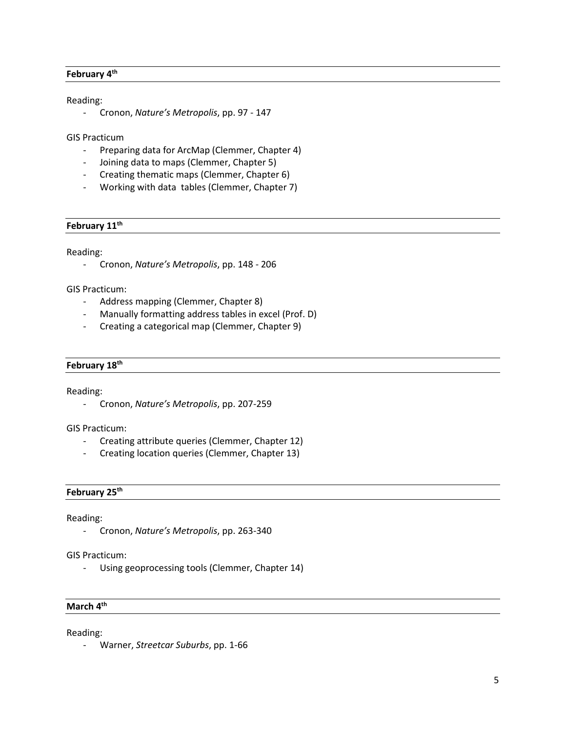### February 4th

Reading:

- Cronon, *Nature's Metropolis*, pp. 97 - 147

GIS Practicum

- Preparing data for ArcMap (Clemmer, Chapter 4)
- Joining data to maps (Clemmer, Chapter 5)
- Creating thematic maps (Clemmer, Chapter 6)
- Working with data tables (Clemmer, Chapter 7)

### February 11th

Reading:

- Cronon, *Nature's Metropolis*, pp. 148 - 206

GIS Practicum:

- Address mapping (Clemmer, Chapter 8)
- Manually formatting address tables in excel (Prof. D)
- Creating a categorical map (Clemmer, Chapter 9)

### February 18th

Reading:

- Cronon, *Nature's Metropolis*, pp. 207-259

GIS Practicum:

- Creating attribute queries (Clemmer, Chapter 12)
- Creating location queries (Clemmer, Chapter 13)

### February 25th

Reading:

- Cronon, *Nature's Metropolis*, pp. 263-340

GIS Practicum:

- Using geoprocessing tools (Clemmer, Chapter 14)

### March 4th

Reading:

- Warner, *Streetcar Suburbs*, pp. 1-66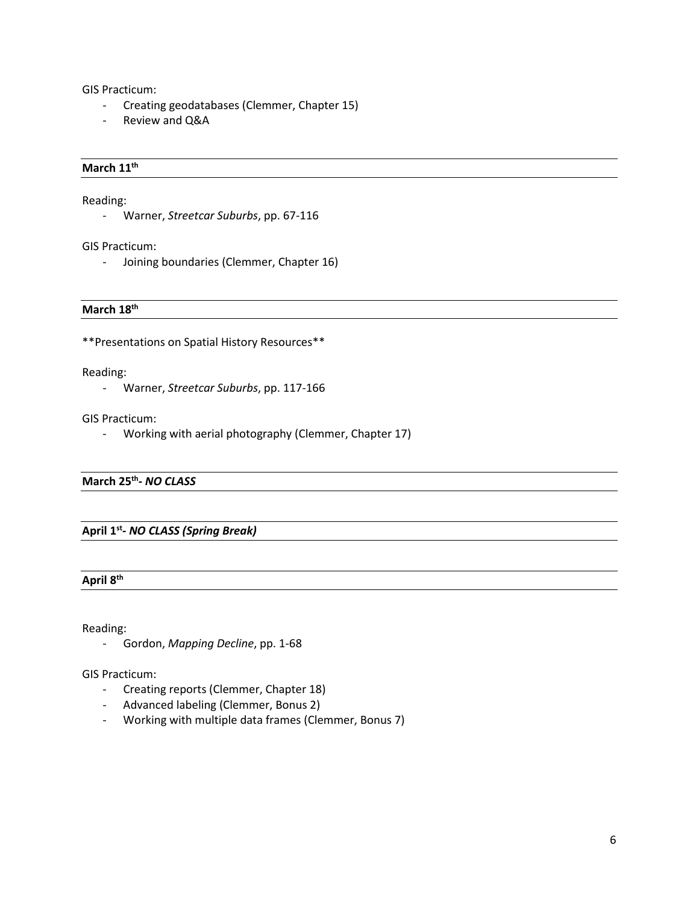GIS Practicum:

- Creating geodatabases (Clemmer, Chapter 15)
- Review and Q&A

### March 11th

Reading:

- Warner, *Streetcar Suburbs*, pp. 67-116

GIS Practicum:

- Joining boundaries (Clemmer, Chapter 16)

### March 18th

**Presentations on Spatial History Resources**

Reading:

- Warner, *Streetcar Suburbs*, pp. 117-166

GIS Practicum:

- Working with aerial photography (Clemmer, Chapter 17)

### March 25th- *NO CLASS*

### April 1st- *NO CLASS (Spring Break)*

### April 8th

Reading:

- Gordon, *Mapping Decline*, pp. 1-68

GIS Practicum:

- Creating reports (Clemmer, Chapter 18)
- Advanced labeling (Clemmer, Bonus 2)
- Working with multiple data frames (Clemmer, Bonus 7)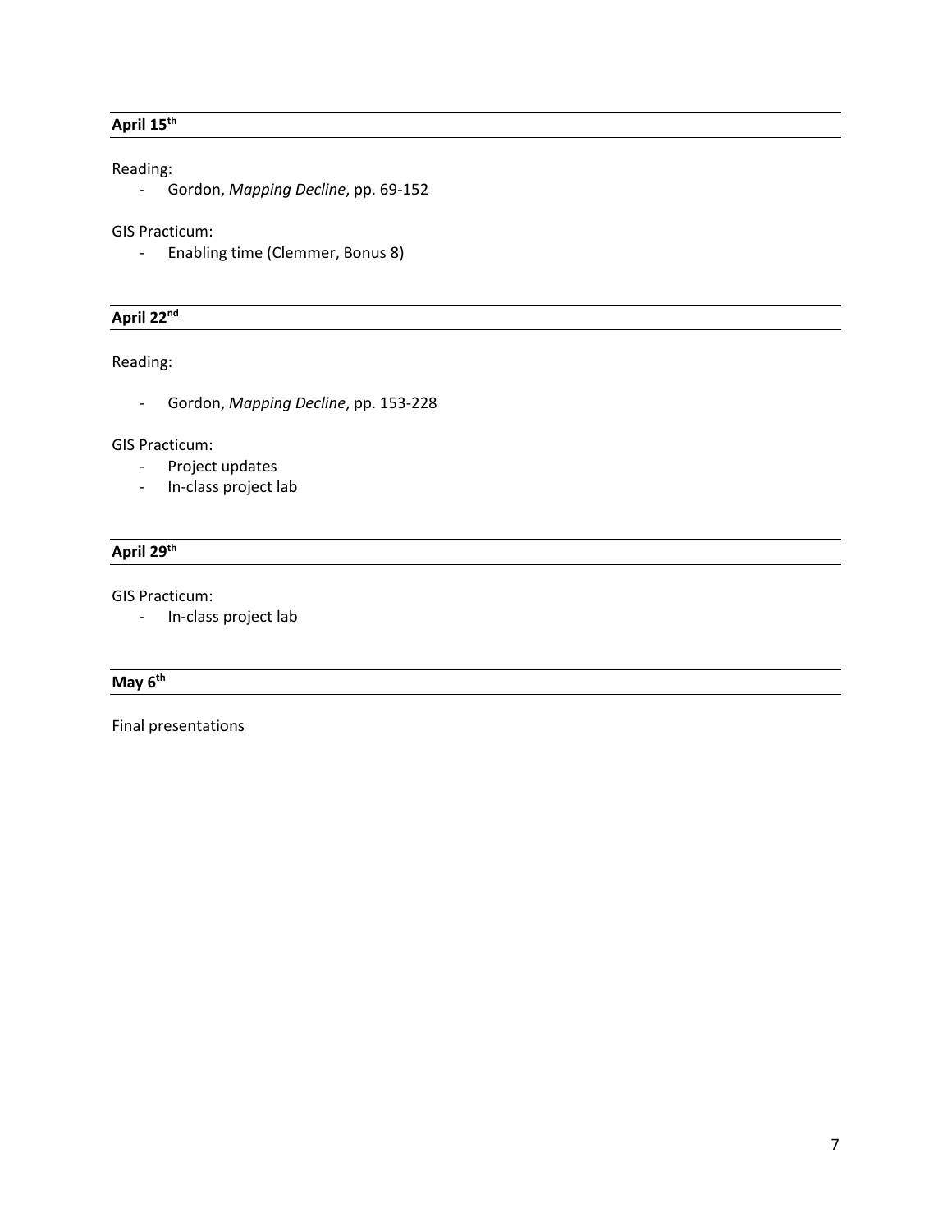### April 15th

Reading:

- Gordon, *Mapping Decline*, pp. 69-152

GIS Practicum:

- Enabling time (Clemmer, Bonus 8)

### April 22nd

Reading:

- Gordon, *Mapping Decline*, pp. 153-228

GIS Practicum:

- Project updates
- In-class project lab

### April 29th

GIS Practicum:

- In-class project lab

### May 6th

Final presentations